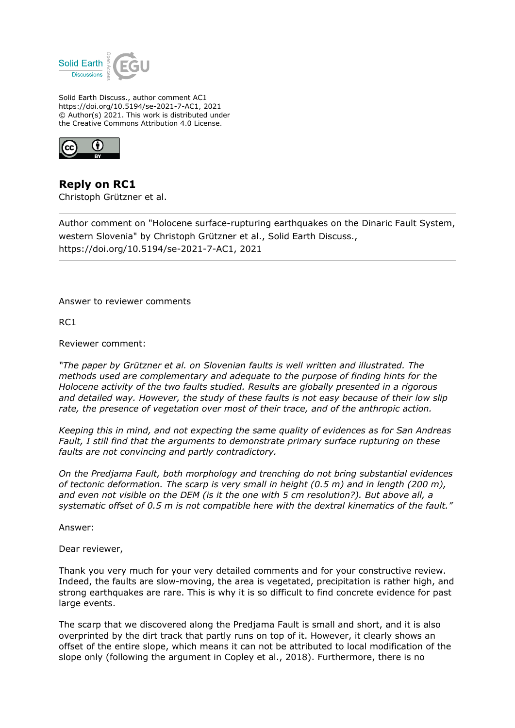Solid Earth Discuss., author comment AC1
https://doi.org/10.5194/se-2021-7-AC1, 2021
© Author(s) 2021. This work is distributed under
the Creative Commons Attribution 4.0 License.

# Reply on RC1

Christoph Grützner et al.

---

Author comment on "Holocene surface-rupturing earthquakes on the Dinaric Fault System, western Slovenia" by Christoph Grützner et al., Solid Earth Discuss., https://doi.org/10.5194/se-2021-7-AC1, 2021

---

Answer to reviewer comments

RC1

Reviewer comment:

*"The paper by Grützner et al. on Slovenian faults is well written and illustrated. The methods used are complementary and adequate to the purpose of finding hints for the Holocene activity of the two faults studied. Results are globally presented in a rigorous and detailed way. However, the study of these faults is not easy because of their low slip rate, the presence of vegetation over most of their trace, and of the anthropic action.*

*Keeping this in mind, and not expecting the same quality of evidences as for San Andreas Fault, I still find that the arguments to demonstrate primary surface rupturing on these faults are not convincing and partly contradictory.*

*On the Predjama Fault, both morphology and trenching do not bring substantial evidences of tectonic deformation. The scarp is very small in height (0.5 m) and in length (200 m), and even not visible on the DEM (is it the one with 5 cm resolution?). But above all, a systematic offset of 0.5 m is not compatible here with the dextral kinematics of the fault."*

Answer:

Dear reviewer,

Thank you very much for your very detailed comments and for your constructive review. Indeed, the faults are slow-moving, the area is vegetated, precipitation is rather high, and strong earthquakes are rare. This is why it is so difficult to find concrete evidence for past large events.

The scarp that we discovered along the Predjama Fault is small and short, and it is also overprinted by the dirt track that partly runs on top of it. However, it clearly shows an offset of the entire slope, which means it can not be attributed to local modification of the slope only (following the argument in Copley et al., 2018). Furthermore, there is no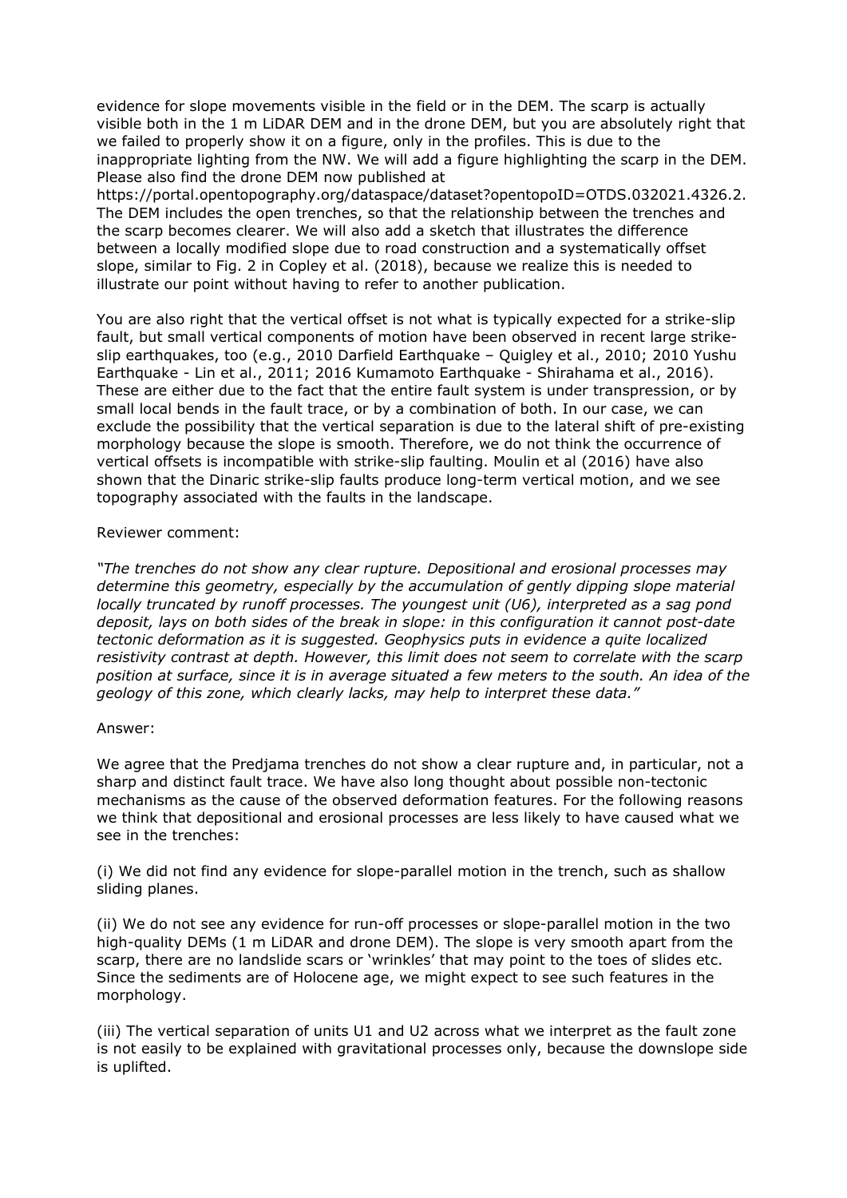evidence for slope movements visible in the field or in the DEM. The scarp is actually visible both in the 1 m LiDAR DEM and in the drone DEM, but you are absolutely right that we failed to properly show it on a figure, only in the profiles. This is due to the inappropriate lighting from the NW. We will add a figure highlighting the scarp in the DEM. Please also find the drone DEM now published at https://portal.opentopography.org/dataspace/dataset?opentopoID=OTDS.032021.4326.2. The DEM includes the open trenches, so that the relationship between the trenches and the scarp becomes clearer. We will also add a sketch that illustrates the difference between a locally modified slope due to road construction and a systematically offset slope, similar to Fig. 2 in Copley et al. (2018), because we realize this is needed to illustrate our point without having to refer to another publication.

You are also right that the vertical offset is not what is typically expected for a strike-slip fault, but small vertical components of motion have been observed in recent large strike-slip earthquakes, too (e.g., 2010 Darfield Earthquake – Quigley et al., 2010; 2010 Yushu Earthquake - Lin et al., 2011; 2016 Kumamoto Earthquake - Shirahama et al., 2016). These are either due to the fact that the entire fault system is under transpression, or by small local bends in the fault trace, or by a combination of both. In our case, we can exclude the possibility that the vertical separation is due to the lateral shift of pre-existing morphology because the slope is smooth. Therefore, we do not think the occurrence of vertical offsets is incompatible with strike-slip faulting. Moulin et al (2016) have also shown that the Dinaric strike-slip faults produce long-term vertical motion, and we see topography associated with the faults in the landscape.

Reviewer comment:

*"The trenches do not show any clear rupture. Depositional and erosional processes may determine this geometry, especially by the accumulation of gently dipping slope material locally truncated by runoff processes. The youngest unit (U6), interpreted as a sag pond deposit, lays on both sides of the break in slope: in this configuration it cannot post-date tectonic deformation as it is suggested. Geophysics puts in evidence a quite localized resistivity contrast at depth. However, this limit does not seem to correlate with the scarp position at surface, since it is in average situated a few meters to the south. An idea of the geology of this zone, which clearly lacks, may help to interpret these data."*

Answer:

We agree that the Predjama trenches do not show a clear rupture and, in particular, not a sharp and distinct fault trace. We have also long thought about possible non-tectonic mechanisms as the cause of the observed deformation features. For the following reasons we think that depositional and erosional processes are less likely to have caused what we see in the trenches:

(i) We did not find any evidence for slope-parallel motion in the trench, such as shallow sliding planes.

(ii) We do not see any evidence for run-off processes or slope-parallel motion in the two high-quality DEMs (1 m LiDAR and drone DEM). The slope is very smooth apart from the scarp, there are no landslide scars or 'wrinkles' that may point to the toes of slides etc. Since the sediments are of Holocene age, we might expect to see such features in the morphology.

(iii) The vertical separation of units U1 and U2 across what we interpret as the fault zone is not easily to be explained with gravitational processes only, because the downslope side is uplifted.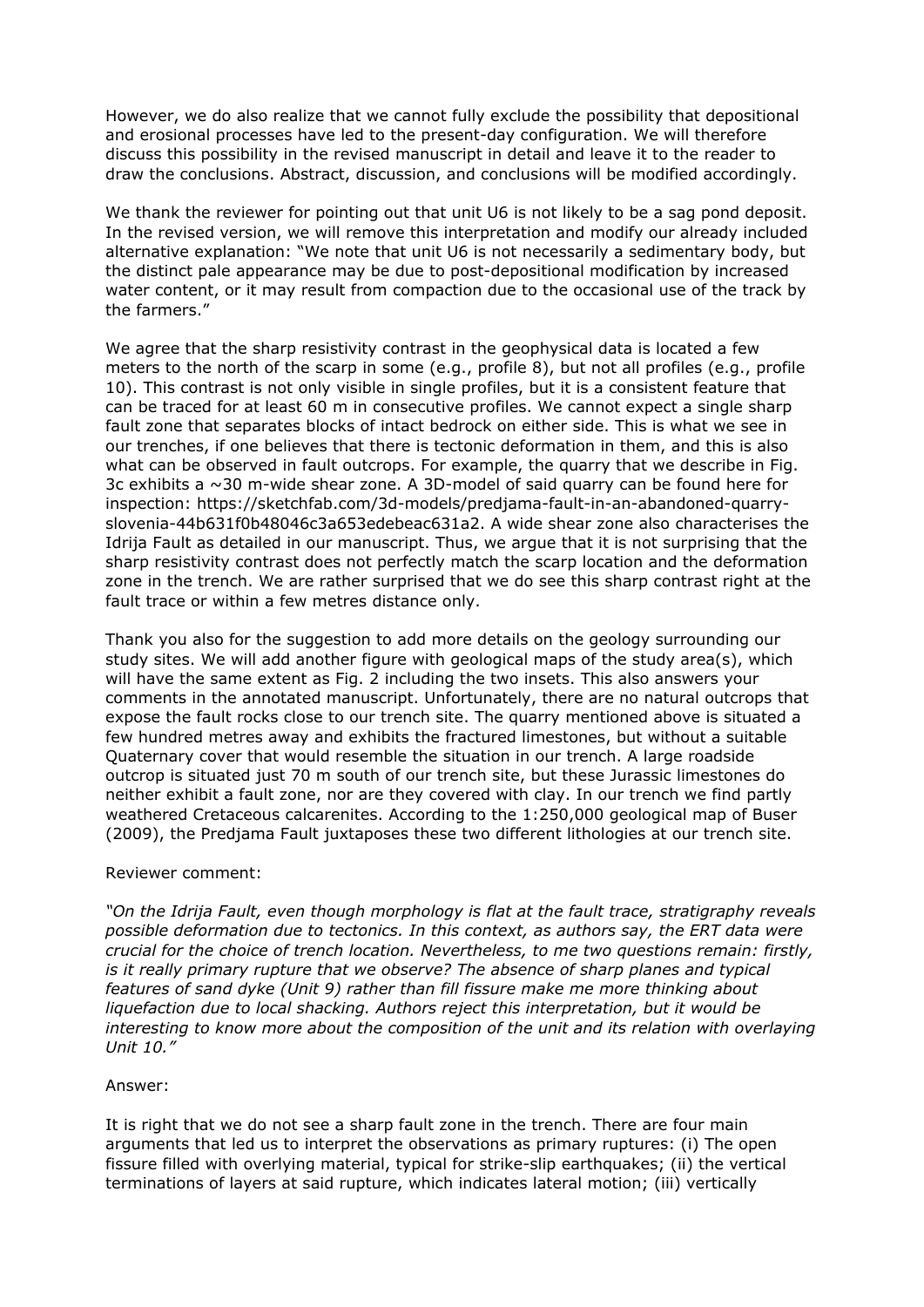However, we do also realize that we cannot fully exclude the possibility that depositional and erosional processes have led to the present-day configuration. We will therefore discuss this possibility in the revised manuscript in detail and leave it to the reader to draw the conclusions. Abstract, discussion, and conclusions will be modified accordingly.

We thank the reviewer for pointing out that unit U6 is not likely to be a sag pond deposit. In the revised version, we will remove this interpretation and modify our already included alternative explanation: "We note that unit U6 is not necessarily a sedimentary body, but the distinct pale appearance may be due to post-depositional modification by increased water content, or it may result from compaction due to the occasional use of the track by the farmers."

We agree that the sharp resistivity contrast in the geophysical data is located a few meters to the north of the scarp in some (e.g., profile 8), but not all profiles (e.g., profile 10). This contrast is not only visible in single profiles, but it is a consistent feature that can be traced for at least 60 m in consecutive profiles. We cannot expect a single sharp fault zone that separates blocks of intact bedrock on either side. This is what we see in our trenches, if one believes that there is tectonic deformation in them, and this is also what can be observed in fault outcrops. For example, the quarry that we describe in Fig. 3c exhibits a ~30 m-wide shear zone. A 3D-model of said quarry can be found here for inspection: https://sketchfab.com/3d-models/predjama-fault-in-an-abandoned-quarry-slovenia-44b631f0b48046c3a653edebeac631a2. A wide shear zone also characterises the Idrija Fault as detailed in our manuscript. Thus, we argue that it is not surprising that the sharp resistivity contrast does not perfectly match the scarp location and the deformation zone in the trench. We are rather surprised that we do see this sharp contrast right at the fault trace or within a few metres distance only.

Thank you also for the suggestion to add more details on the geology surrounding our study sites. We will add another figure with geological maps of the study area(s), which will have the same extent as Fig. 2 including the two insets. This also answers your comments in the annotated manuscript. Unfortunately, there are no natural outcrops that expose the fault rocks close to our trench site. The quarry mentioned above is situated a few hundred metres away and exhibits the fractured limestones, but without a suitable Quaternary cover that would resemble the situation in our trench. A large roadside outcrop is situated just 70 m south of our trench site, but these Jurassic limestones do neither exhibit a fault zone, nor are they covered with clay. In our trench we find partly weathered Cretaceous calcarenites. According to the 1:250,000 geological map of Buser (2009), the Predjama Fault juxtaposes these two different lithologies at our trench site.

Reviewer comment:

*"On the Idrija Fault, even though morphology is flat at the fault trace, stratigraphy reveals possible deformation due to tectonics. In this context, as authors say, the ERT data were crucial for the choice of trench location. Nevertheless, to me two questions remain: firstly, is it really primary rupture that we observe? The absence of sharp planes and typical features of sand dyke (Unit 9) rather than fill fissure make me more thinking about liquefaction due to local shacking. Authors reject this interpretation, but it would be interesting to know more about the composition of the unit and its relation with overlaying Unit 10."*

Answer:

It is right that we do not see a sharp fault zone in the trench. There are four main arguments that led us to interpret the observations as primary ruptures: (i) The open fissure filled with overlying material, typical for strike-slip earthquakes; (ii) the vertical terminations of layers at said rupture, which indicates lateral motion; (iii) vertically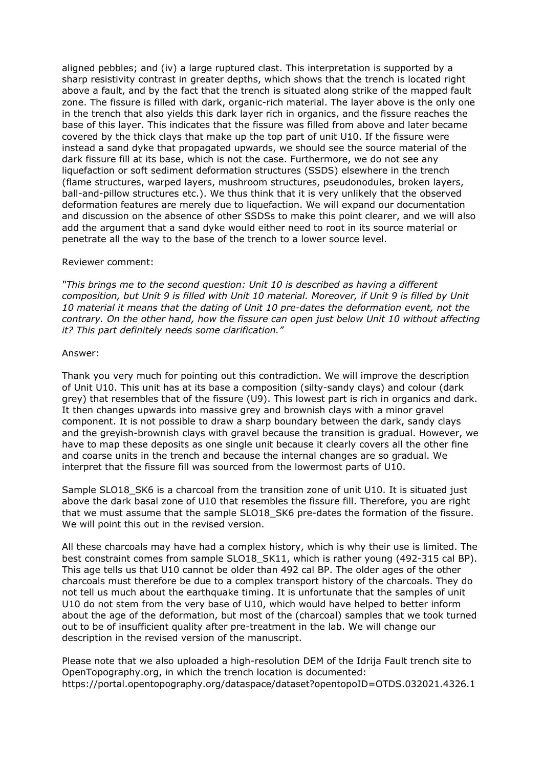aligned pebbles; and (iv) a large ruptured clast. This interpretation is supported by a sharp resistivity contrast in greater depths, which shows that the trench is located right above a fault, and by the fact that the trench is situated along strike of the mapped fault zone. The fissure is filled with dark, organic-rich material. The layer above is the only one in the trench that also yields this dark layer rich in organics, and the fissure reaches the base of this layer. This indicates that the fissure was filled from above and later became covered by the thick clays that make up the top part of unit U10. If the fissure were instead a sand dyke that propagated upwards, we should see the source material of the dark fissure fill at its base, which is not the case. Furthermore, we do not see any liquefaction or soft sediment deformation structures (SSDS) elsewhere in the trench (flame structures, warped layers, mushroom structures, pseudonodules, broken layers, ball-and-pillow structures etc.). We thus think that it is very unlikely that the observed deformation features are merely due to liquefaction. We will expand our documentation and discussion on the absence of other SSDSs to make this point clearer, and we will also add the argument that a sand dyke would either need to root in its source material or penetrate all the way to the base of the trench to a lower source level.

Reviewer comment:

*"This brings me to the second question: Unit 10 is described as having a different composition, but Unit 9 is filled with Unit 10 material. Moreover, if Unit 9 is filled by Unit 10 material it means that the dating of Unit 10 pre-dates the deformation event, not the contrary. On the other hand, how the fissure can open just below Unit 10 without affecting it? This part definitely needs some clarification."*

Answer:

Thank you very much for pointing out this contradiction. We will improve the description of Unit U10. This unit has at its base a composition (silty-sandy clays) and colour (dark grey) that resembles that of the fissure (U9). This lowest part is rich in organics and dark. It then changes upwards into massive grey and brownish clays with a minor gravel component. It is not possible to draw a sharp boundary between the dark, sandy clays and the greyish-brownish clays with gravel because the transition is gradual. However, we have to map these deposits as one single unit because it clearly covers all the other fine and coarse units in the trench and because the internal changes are so gradual. We interpret that the fissure fill was sourced from the lowermost parts of U10.

Sample SLO18_SK6 is a charcoal from the transition zone of unit U10. It is situated just above the dark basal zone of U10 that resembles the fissure fill. Therefore, you are right that we must assume that the sample SLO18_SK6 pre-dates the formation of the fissure. We will point this out in the revised version.

All these charcoals may have had a complex history, which is why their use is limited. The best constraint comes from sample SLO18_SK11, which is rather young (492-315 cal BP). This age tells us that U10 cannot be older than 492 cal BP. The older ages of the other charcoals must therefore be due to a complex transport history of the charcoals. They do not tell us much about the earthquake timing. It is unfortunate that the samples of unit U10 do not stem from the very base of U10, which would have helped to better inform about the age of the deformation, but most of the (charcoal) samples that we took turned out to be of insufficient quality after pre-treatment in the lab. We will change our description in the revised version of the manuscript.

Please note that we also uploaded a high-resolution DEM of the Idrija Fault trench site to OpenTopography.org, in which the trench location is documented: https://portal.opentopography.org/dataspace/dataset?opentopoID=OTDS.032021.4326.1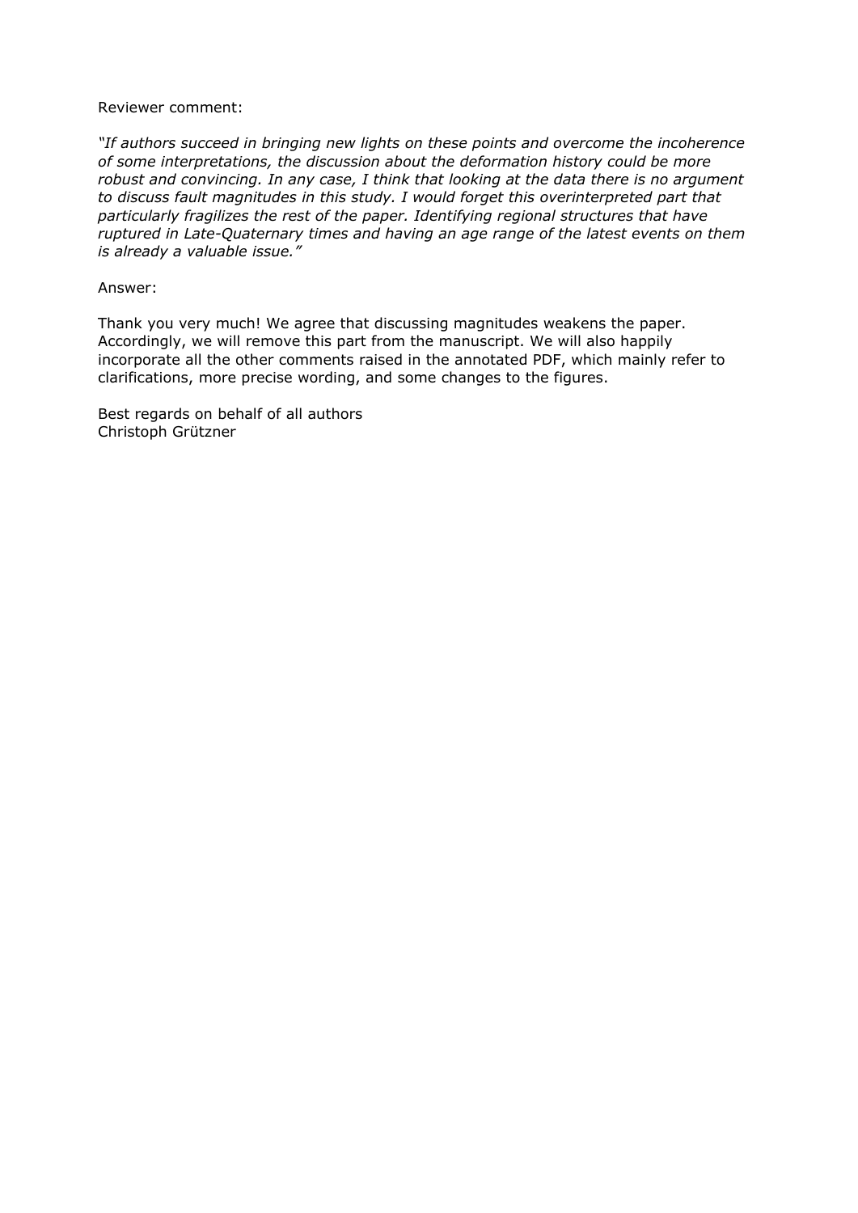Reviewer comment:

*"If authors succeed in bringing new lights on these points and overcome the incoherence of some interpretations, the discussion about the deformation history could be more robust and convincing. In any case, I think that looking at the data there is no argument to discuss fault magnitudes in this study. I would forget this overinterpreted part that particularly fragilizes the rest of the paper. Identifying regional structures that have ruptured in Late-Quaternary times and having an age range of the latest events on them is already a valuable issue."*

Answer:

Thank you very much! We agree that discussing magnitudes weakens the paper. Accordingly, we will remove this part from the manuscript. We will also happily incorporate all the other comments raised in the annotated PDF, which mainly refer to clarifications, more precise wording, and some changes to the figures.

Best regards on behalf of all authors
Christoph Grützner